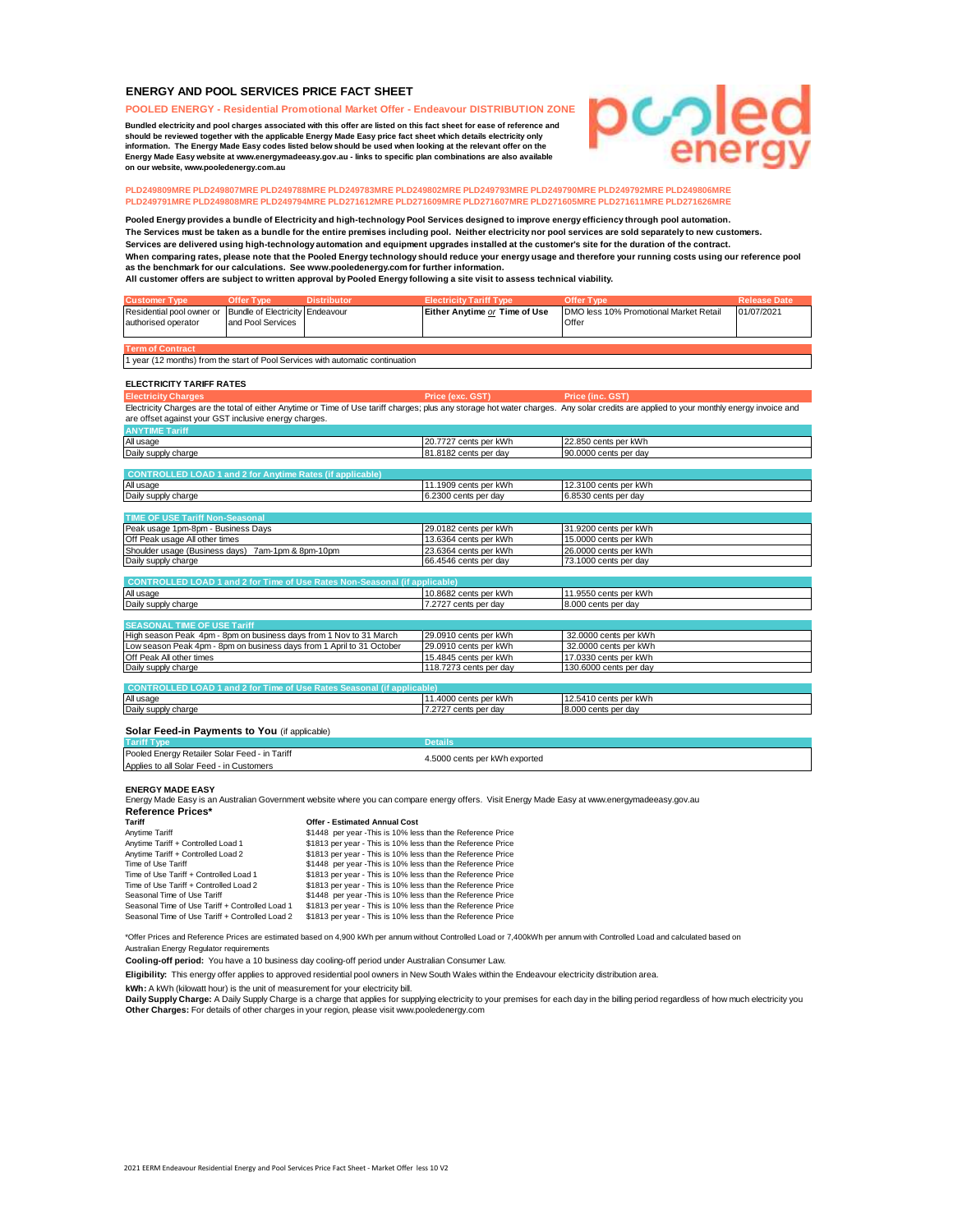# ENERGY AND POOL SERVICES PRICE FACT SHEET

## POOLED ENERGY - Residential Promotional Market Offer - Endeavour DISTRIBUTION ZONE

**Bundled electricity and pool charges associated with this offer are listed on this fact sheet for ease of reference and should be reviewed together with the applicable Energy Made Easy price fact sheet which details electricity only information. The Energy Made Easy codes listed below should be used when looking at the relevant offer on the Energy Made Easy website at www.energymadeeasy.gov.au - links to specific plan combinations are also available on our website, www.pooledenergy.com.au**

**PLD249809MRE PLD249807MRE PLD249788MRE PLD249783MRE PLD249802MRE PLD249793MRE PLD249790MRE PLD249792MRE PLD249806MRE PLD249791MRE PLD249808MRE PLD249794MRE PLD271612MRE PLD271609MRE PLD271607MRE PLD271605MRE PLD271611MRE PLD271626MRE**

**Pooled Energy provides a bundle of Electricity and high-technology Pool Services designed to improve energy efficiency through pool automation.**
**The Services must be taken as a bundle for the entire premises including pool. Neither electricity nor pool services are sold separately to new customers.**
**Services are delivered using high-technology automation and equipment upgrades installed at the customer's site for the duration of the contract.**
**When comparing rates, please note that the Pooled Energy technology should reduce your energy usage and therefore your running costs using our reference pool as the benchmark for our calculations. See www.pooledenergy.com for further information.**
**All customer offers are subject to written approval by Pooled Energy following a site visit to assess technical viability.**

| Customer Type | Offer Type | Distributor | Electricity Tariff Type | Offer Type | Release Date |
|---|---|---|---|---|---|
| Residential pool owner or authorised operator | Bundle of Electricity and Pool Services | Endeavour | **Either Anytime *or* Time of Use** | DMO less 10% Promotional Market Retail Offer | 01/07/2021 |

| Term of Contract |
|---|
| 1 year (12 months) from the start of Pool Services with automatic continuation |

### ELECTRICITY TARIFF RATES

| Electricity Charges | Price (exc. GST) | Price (inc. GST) |
|---|---|---|
| Electricity Charges are the total of either Anytime or Time of Use tariff charges; plus any storage hot water charges. Any solar credits are applied to your monthly energy invoice and are offset against your GST inclusive energy charges. | | |
| **ANYTIME Tariff** | | |
| All usage | 20.7727 cents per kWh | 22.850 cents per kWh |
| Daily supply charge | 81.8182 cents per day | 90.0000 cents per day |
| **CONTROLLED LOAD 1 and 2 for Anytime Rates (if applicable)** | | |
| All usage | 11.1909 cents per kWh | 12.3100 cents per kWh |
| Daily supply charge | 6.2300 cents per day | 6.8530 cents per day |
| **TIME OF USE Tariff Non-Seasonal** | | |
| Peak usage 1pm-8pm - Business Days | 29.0182 cents per kWh | 31.9200 cents per kWh |
| Off Peak usage All other times | 13.6364 cents per kWh | 15.0000 cents per kWh |
| Shoulder usage (Business days) 7am-1pm & 8pm-10pm | 23.6364 cents per kWh | 26.0000 cents per kWh |
| Daily supply charge | 66.4546 cents per day | 73.1000 cents per day |
| **CONTROLLED LOAD 1 and 2 for Time of Use Rates Non-Seasonal (if applicable)** | | |
| All usage | 10.8682 cents per kWh | 11.9550 cents per kWh |
| Daily supply charge | 7.2727 cents per day | 8.000 cents per day |
| **SEASONAL TIME OF USE Tariff** | | |
| High season Peak 4pm - 8pm on business days from 1 Nov to 31 March | 29.0910 cents per kWh | 32.0000 cents per kWh |
| Low season Peak 4pm - 8pm on business days from 1 April to 31 October | 29.0910 cents per kWh | 32.0000 cents per kWh |
| Off Peak All other times | 15.4845 cents per kWh | 17.0330 cents per kWh |
| Daily supply charge | 118.7273 cents per day | 130.6000 cents per day |
| **CONTROLLED LOAD 1 and 2 for Time of Use Rates Seasonal (if applicable)** | | |
| All usage | 11.4000 cents per kWh | 12.5410 cents per kWh |
| Daily supply charge | 7.2727 cents per day | 8.000 cents per day |

### Solar Feed-in Payments to You (if applicable)

| Tariff Type | Details |
|---|---|
| Pooled Energy Retailer Solar Feed - in Tariff<br>Applies to all Solar Feed - in Customers | 4.5000 cents per kWh exported |

### ENERGY MADE EASY

Energy Made Easy is an Australian Government website where you can compare energy offers. Visit Energy Made Easy at www.energymadeeasy.gov.au

**Reference Prices***

| Tariff | Offer - Estimated Annual Cost |
|---|---|
| Anytime Tariff | $1448 per year -This is 10% less than the Reference Price |
| Anytime Tariff + Controlled Load 1 | $1813 per year - This is 10% less than the Reference Price |
| Anytime Tariff + Controlled Load 2 | $1813 per year - This is 10% less than the Reference Price |
| Time of Use Tariff | $1448 per year -This is 10% less than the Reference Price |
| Time of Use Tariff + Controlled Load 1 | $1813 per year - This is 10% less than the Reference Price |
| Time of Use Tariff + Controlled Load 2 | $1813 per year - This is 10% less than the Reference Price |
| Seasonal Time of Use Tariff | $1448 per year -This is 10% less than the Reference Price |
| Seasonal Time of Use Tariff + Controlled Load 1 | $1813 per year - This is 10% less than the Reference Price |
| Seasonal Time of Use Tariff + Controlled Load 2 | $1813 per year - This is 10% less than the Reference Price |

*Offer Prices and Reference Prices are estimated based on 4,900 kWh per annum without Controlled Load or 7,400kWh per annum with Controlled Load and calculated based on Australian Energy Regulator requirements

**Cooling-off period:** You have a 10 business day cooling-off period under Australian Consumer Law.

**Eligibility:** This energy offer applies to approved residential pool owners in New South Wales within the Endeavour electricity distribution area.

**kWh:** A kWh (kilowatt hour) is the unit of measurement for your electricity bill.

**Daily Supply Charge:** A Daily Supply Charge is a charge that applies for supplying electricity to your premises for each day in the billing period regardless of how much electricity you

**Other Charges:** For details of other charges in your region, please visit www.pooledenergy.com

2021 EERM Endeavour Residential Energy and Pool Services Price Fact Sheet - Market Offer less 10 V2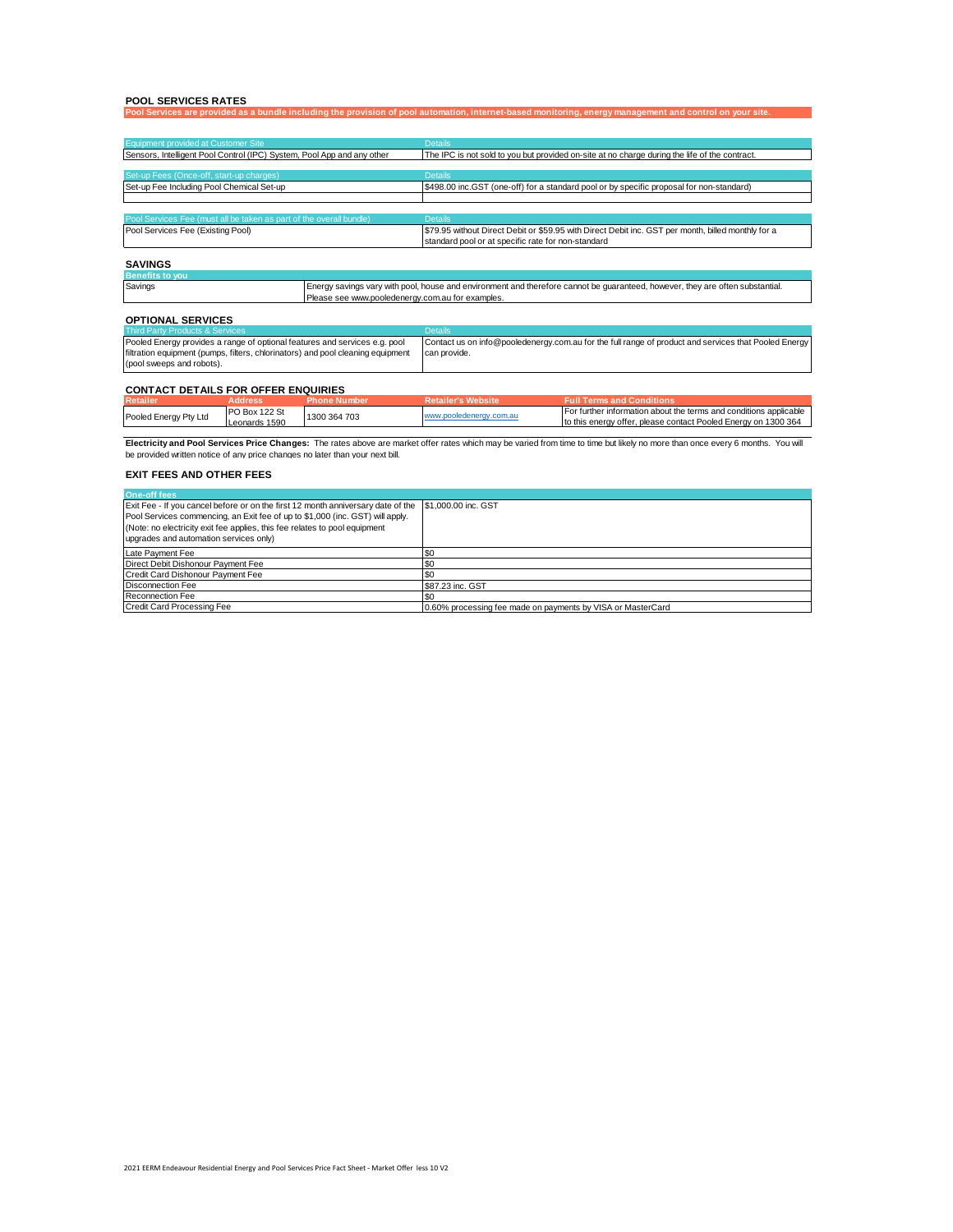## POOL SERVICES RATES

**Pool Services are provided as a bundle including the provision of pool automation, internet-based monitoring, energy management and control on your site.**

| Equipment provided at Customer Site | Details |
| --- | --- |
| Sensors, Intelligent Pool Control (IPC) System, Pool App and any other | The IPC is not sold to you but provided on-site at no charge during the life of the contract. |

| Set-up Fees (Once-off, start-up charges) | Details |
| --- | --- |
| Set-up Fee Including Pool Chemical Set-up | $498.00 inc.GST (one-off) for a standard pool or by specific proposal for non-standard) |
| | |

| Pool Services Fee (must all be taken as part of the overall bundle) | Details |
| --- | --- |
| Pool Services Fee (Existing Pool) | $79.95 without Direct Debit or $59.95 with Direct Debit inc. GST per month, billed monthly for a standard pool or at specific rate for non-standard |

## SAVINGS

| Benefits to you | |
| --- | --- |
| Savings | Energy savings vary with pool, house and environment and therefore cannot be guaranteed, however, they are often substantial. Please see www.pooledenergy.com.au for examples. |

## OPTIONAL SERVICES

| Third Party Products & Services | Details |
| --- | --- |
| Pooled Energy provides a range of optional features and services e.g. pool filtration equipment (pumps, filters, chlorinators) and pool cleaning equipment (pool sweeps and robots). | Contact us on info@pooledenergy.com.au for the full range of product and services that Pooled Energy can provide. |

## CONTACT DETAILS FOR OFFER ENQUIRIES

| Retailer | Address | Phone Number | Retailer's Website | Full Terms and Conditions |
| --- | --- | --- | --- | --- |
| Pooled Energy Pty Ltd | PO Box 122 St Leonards 1590 | 1300 364 703 | www.pooledenergy.com.au | For further information about the terms and conditions applicable to this energy offer, please contact Pooled Energy on 1300 364 |

**Electricity and Pool Services Price Changes:** The rates above are market offer rates which may be varied from time to time but likely no more than once every 6 months. You will be provided written notice of any price changes no later than your next bill.

## EXIT FEES AND OTHER FEES

| One-off fees | |
| --- | --- |
| Exit Fee - If you cancel before or on the first 12 month anniversary date of the Pool Services commencing, an Exit fee of up to $1,000 (inc. GST) will apply. (Note: no electricity exit fee applies, this fee relates to pool equipment upgrades and automation services only) | $1,000.00 inc. GST |
| Late Payment Fee | $0 |
| Direct Debit Dishonour Payment Fee | $0 |
| Credit Card Dishonour Payment Fee | $0 |
| Disconnection Fee | $87.23 inc. GST |
| Reconnection Fee | $0 |
| Credit Card Processing Fee | 0.60% processing fee made on payments by VISA or MasterCard |

2021 EERM Endeavour Residential Energy and Pool Services Price Fact Sheet - Market Offer less 10 V2